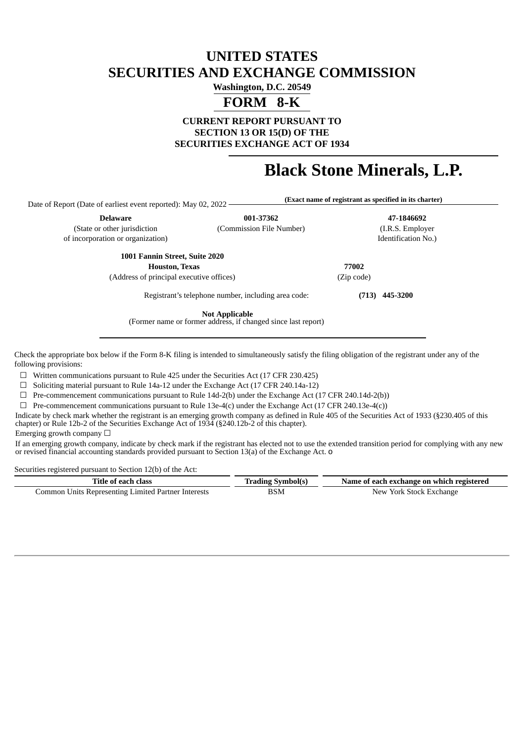# UNITED STATES
# SECURITIES AND EXCHANGE COMMISSION

**Washington, D.C. 20549**

## FORM 8-K

**CURRENT REPORT PURSUANT TO**
**SECTION 13 OR 15(D) OF THE**
**SECURITIES EXCHANGE ACT OF 1934**

# Black Stone Minerals, L.P.

**(Exact name of registrant as specified in its charter)**

Date of Report (Date of earliest event reported): May 02, 2022

| **Delaware** | **001-37362** | **47-1846692** |
|---|---|---|
| (State or other jurisdiction of incorporation or organization) | (Commission File Number) | (I.R.S. Employer Identification No.) |

| **1001 Fannin Street, Suite 2020** **Houston, Texas** | **77002** |
|---|---|
| (Address of principal executive offices) | (Zip code) |

Registrant's telephone number, including area code: **(713) 445-3200**

**Not Applicable**
(Former name or former address, if changed since last report)

Check the appropriate box below if the Form 8-K filing is intended to simultaneously satisfy the filing obligation of the registrant under any of the following provisions:

☐ Written communications pursuant to Rule 425 under the Securities Act (17 CFR 230.425)

☐ Soliciting material pursuant to Rule 14a-12 under the Exchange Act (17 CFR 240.14a-12)

☐ Pre-commencement communications pursuant to Rule 14d-2(b) under the Exchange Act (17 CFR 240.14d-2(b))

☐ Pre-commencement communications pursuant to Rule 13e-4(c) under the Exchange Act (17 CFR 240.13e-4(c))

Indicate by check mark whether the registrant is an emerging growth company as defined in Rule 405 of the Securities Act of 1933 (§230.405 of this chapter) or Rule 12b-2 of the Securities Exchange Act of 1934 (§240.12b-2 of this chapter).

Emerging growth company ☐

If an emerging growth company, indicate by check mark if the registrant has elected not to use the extended transition period for complying with any new or revised financial accounting standards provided pursuant to Section 13(a) of the Exchange Act. o

Securities registered pursuant to Section 12(b) of the Act:

| Title of each class | Trading Symbol(s) | Name of each exchange on which registered |
|---|---|---|
| Common Units Representing Limited Partner Interests | BSM | New York Stock Exchange |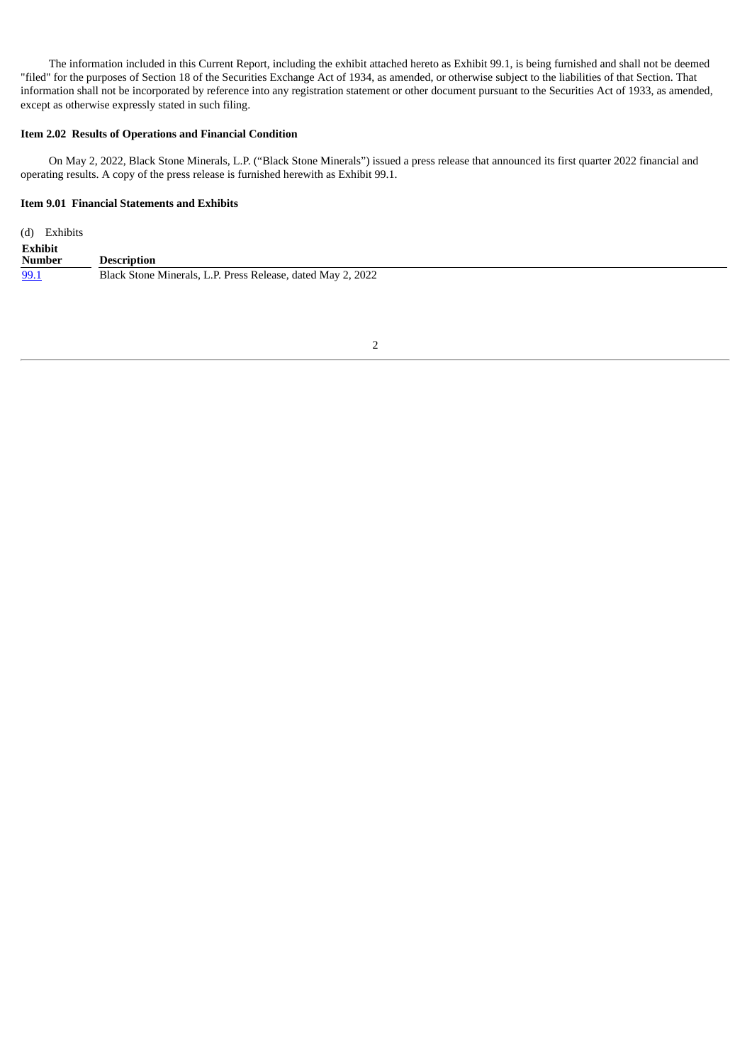The information included in this Current Report, including the exhibit attached hereto as Exhibit 99.1, is being furnished and shall not be deemed "filed" for the purposes of Section 18 of the Securities Exchange Act of 1934, as amended, or otherwise subject to the liabilities of that Section. That information shall not be incorporated by reference into any registration statement or other document pursuant to the Securities Act of 1933, as amended, except as otherwise expressly stated in such filing.

**Item 2.02 Results of Operations and Financial Condition**

On May 2, 2022, Black Stone Minerals, L.P. ("Black Stone Minerals") issued a press release that announced its first quarter 2022 financial and operating results. A copy of the press release is furnished herewith as Exhibit 99.1.

**Item 9.01 Financial Statements and Exhibits**

(d) Exhibits

| Exhibit Number | Description |
|---|---|
| 99.1 | Black Stone Minerals, L.P. Press Release, dated May 2, 2022 |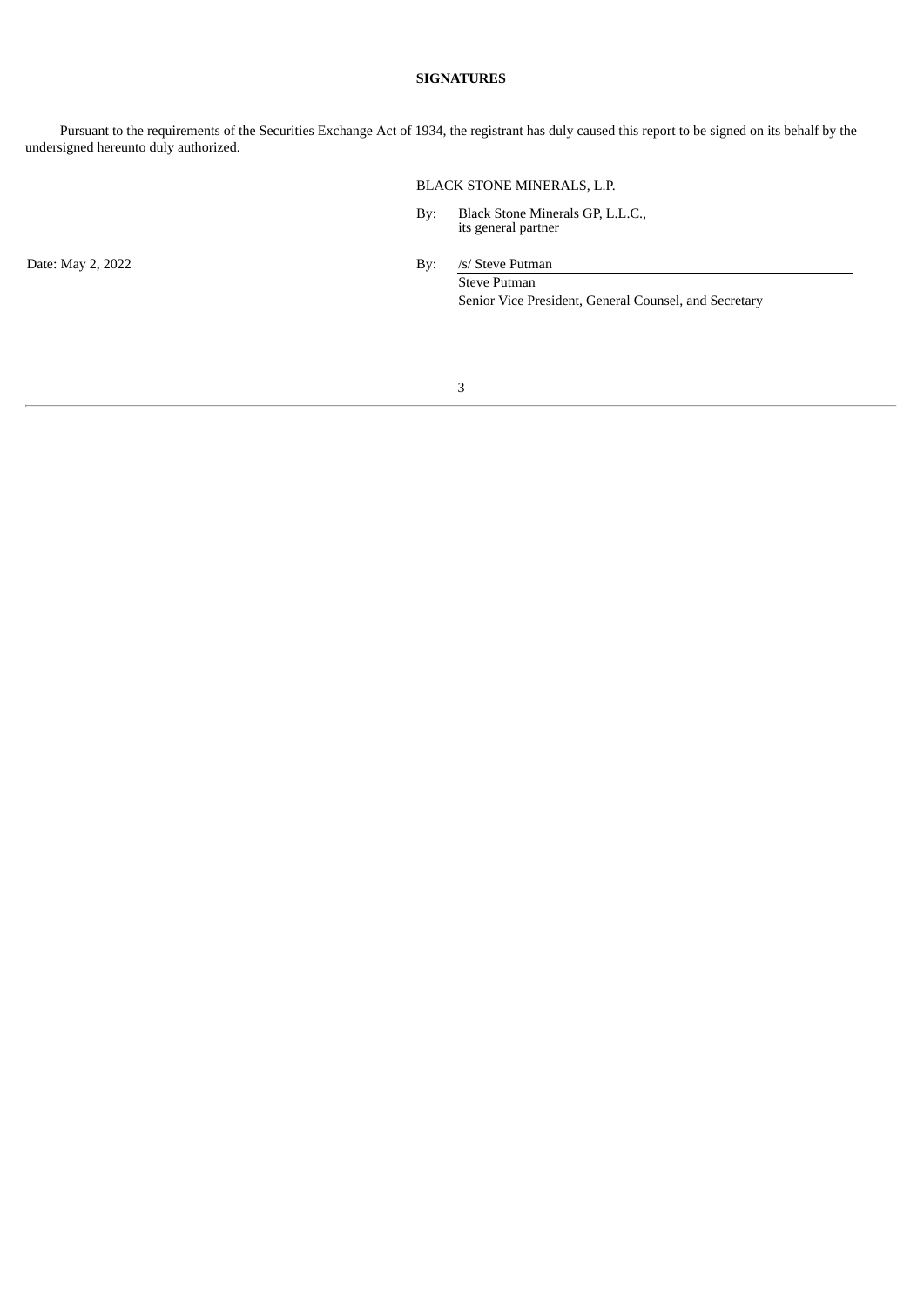**SIGNATURES**

Pursuant to the requirements of the Securities Exchange Act of 1934, the registrant has duly caused this report to be signed on its behalf by the undersigned hereunto duly authorized.

BLACK STONE MINERALS, L.P.

By: Black Stone Minerals GP, L.L.C., its general partner

Date: May 2, 2022

By: /s/ Steve Putman
Steve Putman
Senior Vice President, General Counsel, and Secretary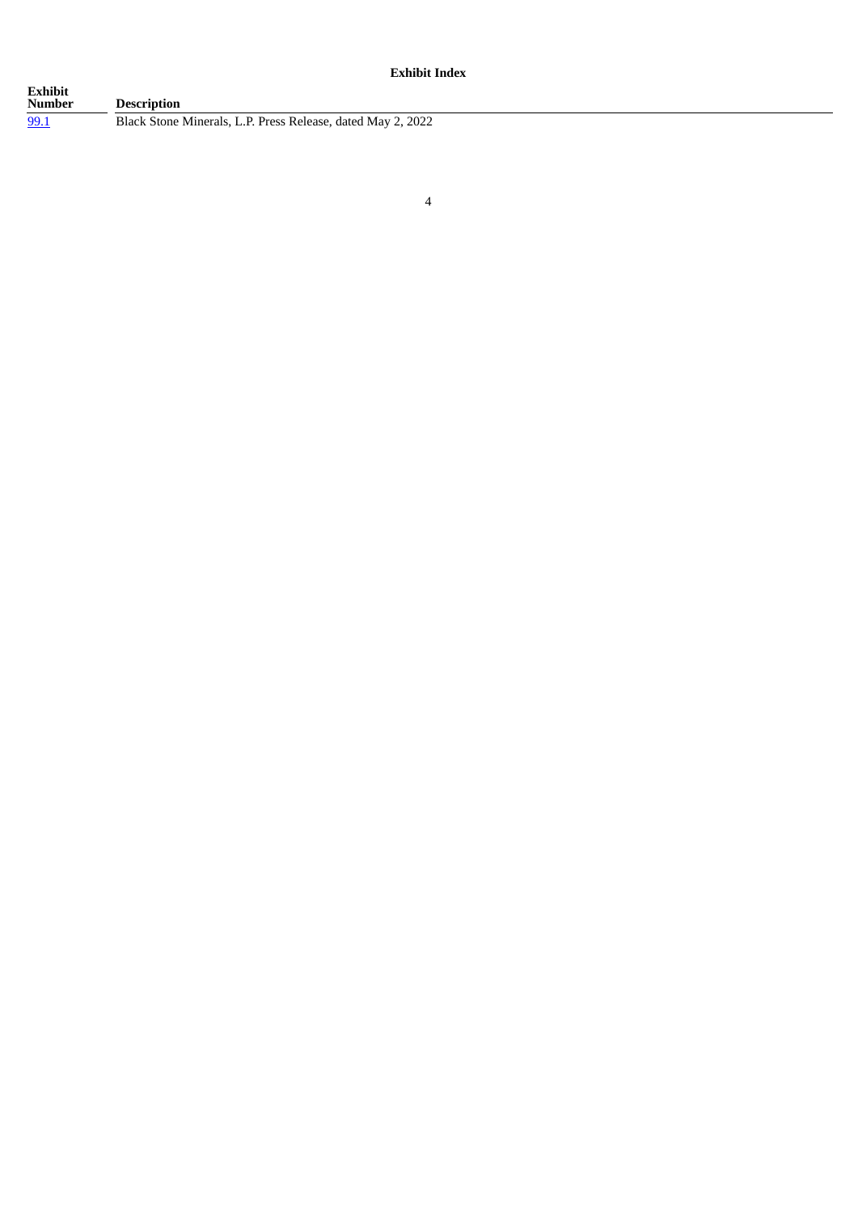**Exhibit Index**

| Exhibit Number | Description |
| --- | --- |
| 99.1 | Black Stone Minerals, L.P. Press Release, dated May 2, 2022 |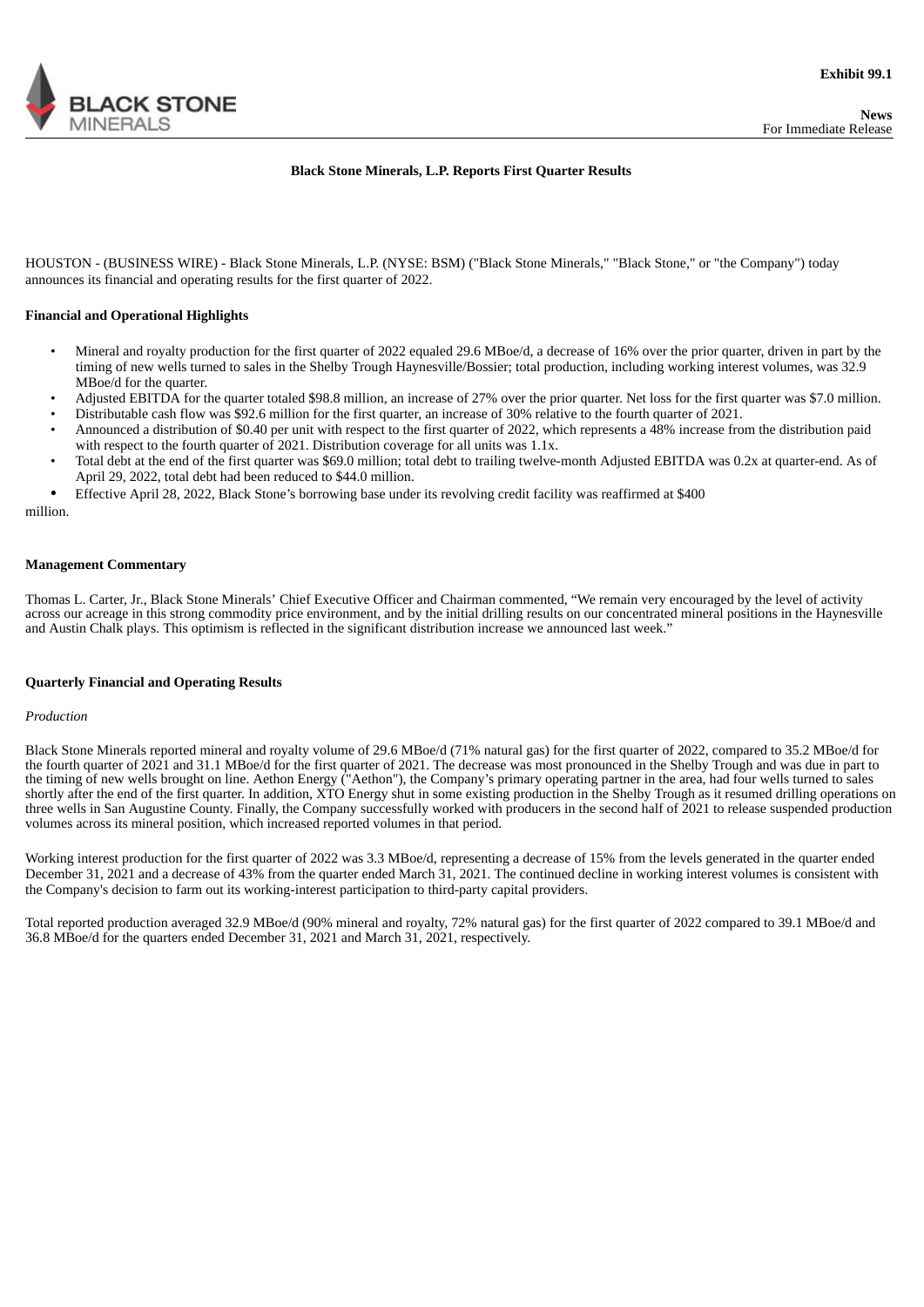Exhibit 99.1

News
For Immediate Release

# Black Stone Minerals, L.P. Reports First Quarter Results

HOUSTON - (BUSINESS WIRE) - Black Stone Minerals, L.P. (NYSE: BSM) ("Black Stone Minerals," "Black Stone," or "the Company") today announces its financial and operating results for the first quarter of 2022.

## Financial and Operational Highlights

- Mineral and royalty production for the first quarter of 2022 equaled 29.6 MBoe/d, a decrease of 16% over the prior quarter, driven in part by the timing of new wells turned to sales in the Shelby Trough Haynesville/Bossier; total production, including working interest volumes, was 32.9 MBoe/d for the quarter.
- Adjusted EBITDA for the quarter totaled $98.8 million, an increase of 27% over the prior quarter. Net loss for the first quarter was $7.0 million.
- Distributable cash flow was $92.6 million for the first quarter, an increase of 30% relative to the fourth quarter of 2021.
- Announced a distribution of $0.40 per unit with respect to the first quarter of 2022, which represents a 48% increase from the distribution paid with respect to the fourth quarter of 2021. Distribution coverage for all units was 1.1x.
- Total debt at the end of the first quarter was $69.0 million; total debt to trailing twelve-month Adjusted EBITDA was 0.2x at quarter-end. As of April 29, 2022, total debt had been reduced to $44.0 million.
- Effective April 28, 2022, Black Stone's borrowing base under its revolving credit facility was reaffirmed at $400 million.

## Management Commentary

Thomas L. Carter, Jr., Black Stone Minerals' Chief Executive Officer and Chairman commented, "We remain very encouraged by the level of activity across our acreage in this strong commodity price environment, and by the initial drilling results on our concentrated mineral positions in the Haynesville and Austin Chalk plays. This optimism is reflected in the significant distribution increase we announced last week."

## Quarterly Financial and Operating Results

*Production*

Black Stone Minerals reported mineral and royalty volume of 29.6 MBoe/d (71% natural gas) for the first quarter of 2022, compared to 35.2 MBoe/d for the fourth quarter of 2021 and 31.1 MBoe/d for the first quarter of 2021. The decrease was most pronounced in the Shelby Trough and was due in part to the timing of new wells brought on line. Aethon Energy ("Aethon"), the Company's primary operating partner in the area, had four wells turned to sales shortly after the end of the first quarter. In addition, XTO Energy shut in some existing production in the Shelby Trough as it resumed drilling operations on three wells in San Augustine County. Finally, the Company successfully worked with producers in the second half of 2021 to release suspended production volumes across its mineral position, which increased reported volumes in that period.

Working interest production for the first quarter of 2022 was 3.3 MBoe/d, representing a decrease of 15% from the levels generated in the quarter ended December 31, 2021 and a decrease of 43% from the quarter ended March 31, 2021. The continued decline in working interest volumes is consistent with the Company's decision to farm out its working-interest participation to third-party capital providers.

Total reported production averaged 32.9 MBoe/d (90% mineral and royalty, 72% natural gas) for the first quarter of 2022 compared to 39.1 MBoe/d and 36.8 MBoe/d for the quarters ended December 31, 2021 and March 31, 2021, respectively.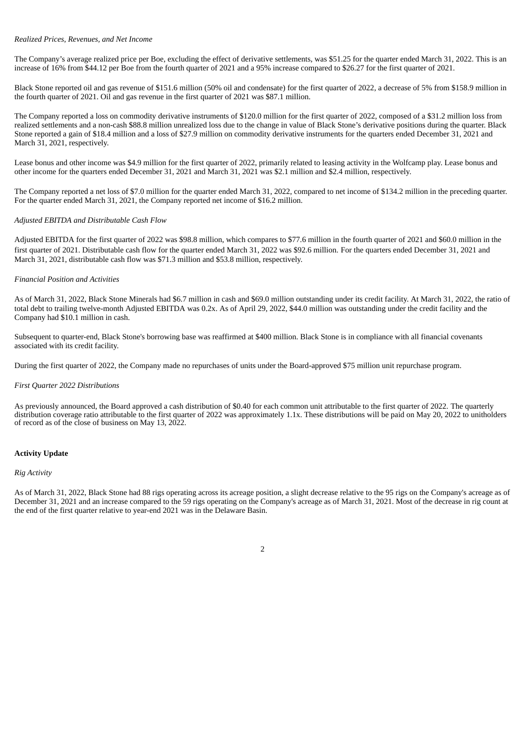*Realized Prices, Revenues, and Net Income*

The Company’s average realized price per Boe, excluding the effect of derivative settlements, was $51.25 for the quarter ended March 31, 2022. This is an increase of 16% from $44.12 per Boe from the fourth quarter of 2021 and a 95% increase compared to $26.27 for the first quarter of 2021.

Black Stone reported oil and gas revenue of $151.6 million (50% oil and condensate) for the first quarter of 2022, a decrease of 5% from $158.9 million in the fourth quarter of 2021. Oil and gas revenue in the first quarter of 2021 was $87.1 million.

The Company reported a loss on commodity derivative instruments of $120.0 million for the first quarter of 2022, composed of a $31.2 million loss from realized settlements and a non-cash $88.8 million unrealized loss due to the change in value of Black Stone’s derivative positions during the quarter. Black Stone reported a gain of $18.4 million and a loss of $27.9 million on commodity derivative instruments for the quarters ended December 31, 2021 and March 31, 2021, respectively.

Lease bonus and other income was $4.9 million for the first quarter of 2022, primarily related to leasing activity in the Wolfcamp play. Lease bonus and other income for the quarters ended December 31, 2021 and March 31, 2021 was $2.1 million and $2.4 million, respectively.

The Company reported a net loss of $7.0 million for the quarter ended March 31, 2022, compared to net income of $134.2 million in the preceding quarter. For the quarter ended March 31, 2021, the Company reported net income of $16.2 million.

*Adjusted EBITDA and Distributable Cash Flow*

Adjusted EBITDA for the first quarter of 2022 was $98.8 million, which compares to $77.6 million in the fourth quarter of 2021 and $60.0 million in the first quarter of 2021. Distributable cash flow for the quarter ended March 31, 2022 was $92.6 million. For the quarters ended December 31, 2021 and March 31, 2021, distributable cash flow was $71.3 million and $53.8 million, respectively.

*Financial Position and Activities*

As of March 31, 2022, Black Stone Minerals had $6.7 million in cash and $69.0 million outstanding under its credit facility. At March 31, 2022, the ratio of total debt to trailing twelve-month Adjusted EBITDA was 0.2x. As of April 29, 2022, $44.0 million was outstanding under the credit facility and the Company had $10.1 million in cash.

Subsequent to quarter-end, Black Stone's borrowing base was reaffirmed at $400 million. Black Stone is in compliance with all financial covenants associated with its credit facility.

During the first quarter of 2022, the Company made no repurchases of units under the Board-approved $75 million unit repurchase program.

*First Quarter 2022 Distributions*

As previously announced, the Board approved a cash distribution of $0.40 for each common unit attributable to the first quarter of 2022. The quarterly distribution coverage ratio attributable to the first quarter of 2022 was approximately 1.1x. These distributions will be paid on May 20, 2022 to unitholders of record as of the close of business on May 13, 2022.

**Activity Update**

*Rig Activity*

As of March 31, 2022, Black Stone had 88 rigs operating across its acreage position, a slight decrease relative to the 95 rigs on the Company's acreage as of December 31, 2021 and an increase compared to the 59 rigs operating on the Company's acreage as of March 31, 2021. Most of the decrease in rig count at the end of the first quarter relative to year-end 2021 was in the Delaware Basin.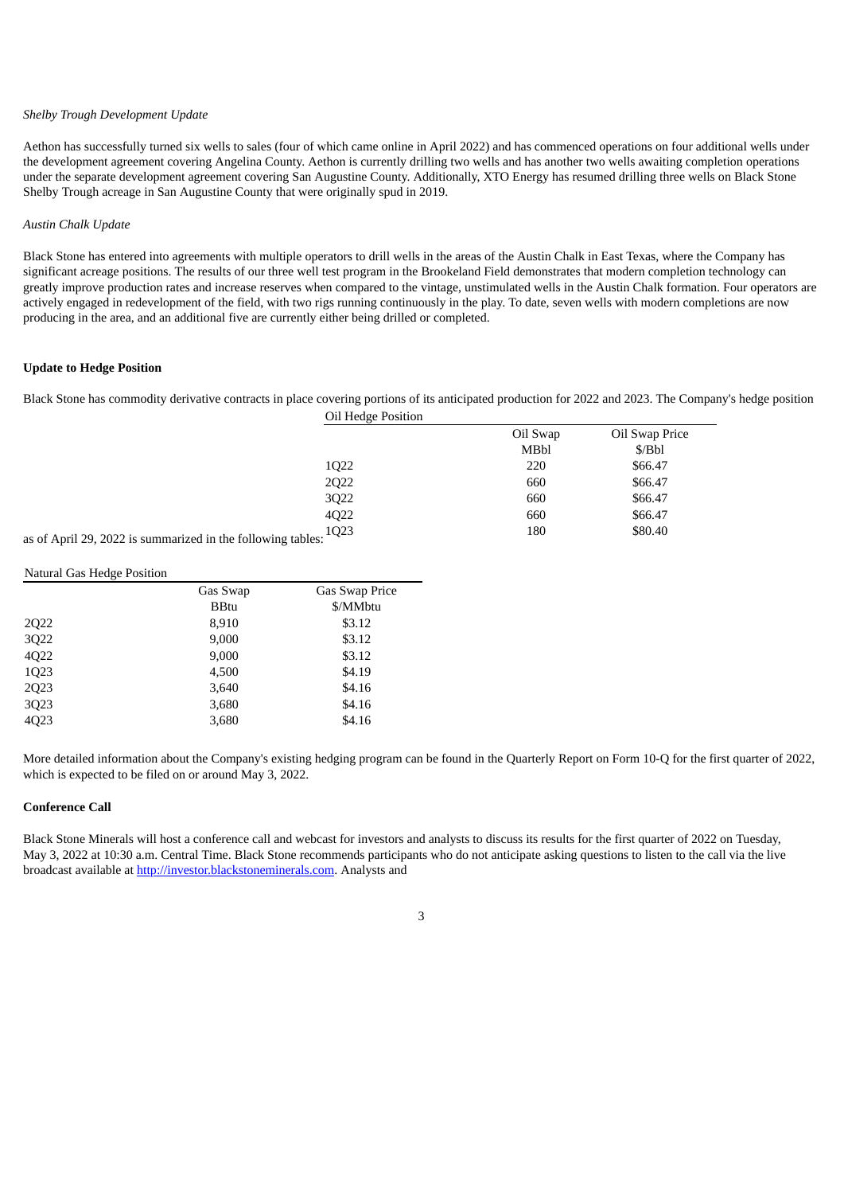*Shelby Trough Development Update*

Aethon has successfully turned six wells to sales (four of which came online in April 2022) and has commenced operations on four additional wells under the development agreement covering Angelina County. Aethon is currently drilling two wells and has another two wells awaiting completion operations under the separate development agreement covering San Augustine County. Additionally, XTO Energy has resumed drilling three wells on Black Stone Shelby Trough acreage in San Augustine County that were originally spud in 2019.

*Austin Chalk Update*

Black Stone has entered into agreements with multiple operators to drill wells in the areas of the Austin Chalk in East Texas, where the Company has significant acreage positions. The results of our three well test program in the Brookeland Field demonstrates that modern completion technology can greatly improve production rates and increase reserves when compared to the vintage, unstimulated wells in the Austin Chalk formation. Four operators are actively engaged in redevelopment of the field, with two rigs running continuously in the play. To date, seven wells with modern completions are now producing in the area, and an additional five are currently either being drilled or completed.

**Update to Hedge Position**

Black Stone has commodity derivative contracts in place covering portions of its anticipated production for 2022 and 2023. The Company's hedge position as of April 29, 2022 is summarized in the following tables:

Oil Hedge Position

| | Oil Swap MBbl | Oil Swap Price $/Bbl |
|---|---|---|
| 1Q22 | 220 | $66.47 |
| 2Q22 | 660 | $66.47 |
| 3Q22 | 660 | $66.47 |
| 4Q22 | 660 | $66.47 |
| 1Q23 | 180 | $80.40 |

Natural Gas Hedge Position

| | Gas Swap BBtu | Gas Swap Price $/MMbtu |
|---|---|---|
| 2Q22 | 8,910 | $3.12 |
| 3Q22 | 9,000 | $3.12 |
| 4Q22 | 9,000 | $3.12 |
| 1Q23 | 4,500 | $4.19 |
| 2Q23 | 3,640 | $4.16 |
| 3Q23 | 3,680 | $4.16 |
| 4Q23 | 3,680 | $4.16 |

More detailed information about the Company's existing hedging program can be found in the Quarterly Report on Form 10-Q for the first quarter of 2022, which is expected to be filed on or around May 3, 2022.

**Conference Call**

Black Stone Minerals will host a conference call and webcast for investors and analysts to discuss its results for the first quarter of 2022 on Tuesday, May 3, 2022 at 10:30 a.m. Central Time. Black Stone recommends participants who do not anticipate asking questions to listen to the call via the live broadcast available at http://investor.blackstoneminerals.com. Analysts and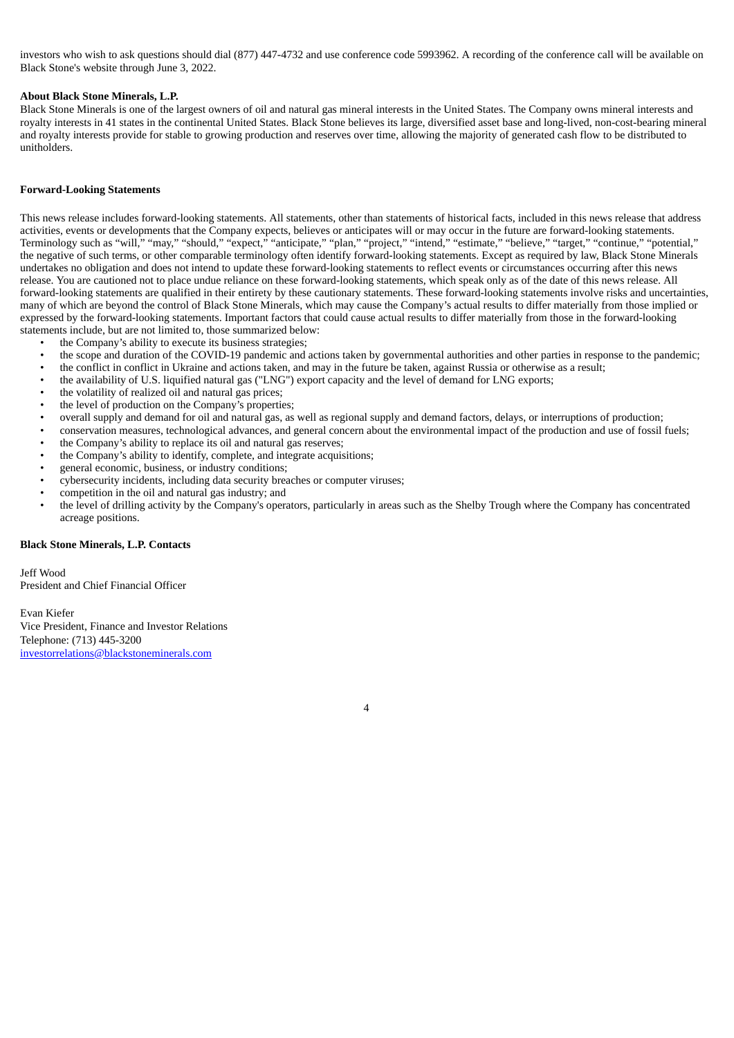investors who wish to ask questions should dial (877) 447-4732 and use conference code 5993962. A recording of the conference call will be available on Black Stone's website through June 3, 2022.

**About Black Stone Minerals, L.P.**

Black Stone Minerals is one of the largest owners of oil and natural gas mineral interests in the United States. The Company owns mineral interests and royalty interests in 41 states in the continental United States. Black Stone believes its large, diversified asset base and long-lived, non-cost-bearing mineral and royalty interests provide for stable to growing production and reserves over time, allowing the majority of generated cash flow to be distributed to unitholders.

**Forward-Looking Statements**

This news release includes forward-looking statements. All statements, other than statements of historical facts, included in this news release that address activities, events or developments that the Company expects, believes or anticipates will or may occur in the future are forward-looking statements. Terminology such as "will," "may," "should," "expect," "anticipate," "plan," "project," "intend," "estimate," "believe," "target," "continue," "potential," the negative of such terms, or other comparable terminology often identify forward-looking statements. Except as required by law, Black Stone Minerals undertakes no obligation and does not intend to update these forward-looking statements to reflect events or circumstances occurring after this news release. You are cautioned not to place undue reliance on these forward-looking statements, which speak only as of the date of this news release. All forward-looking statements are qualified in their entirety by these cautionary statements. These forward-looking statements involve risks and uncertainties, many of which are beyond the control of Black Stone Minerals, which may cause the Company's actual results to differ materially from those implied or expressed by the forward-looking statements. Important factors that could cause actual results to differ materially from those in the forward-looking statements include, but are not limited to, those summarized below:

- the Company's ability to execute its business strategies;
- the scope and duration of the COVID-19 pandemic and actions taken by governmental authorities and other parties in response to the pandemic;
- the conflict in conflict in Ukraine and actions taken, and may in the future be taken, against Russia or otherwise as a result;
- the availability of U.S. liquified natural gas ("LNG") export capacity and the level of demand for LNG exports;
- the volatility of realized oil and natural gas prices;
- the level of production on the Company's properties;
- overall supply and demand for oil and natural gas, as well as regional supply and demand factors, delays, or interruptions of production;
- conservation measures, technological advances, and general concern about the environmental impact of the production and use of fossil fuels;
- the Company's ability to replace its oil and natural gas reserves;
- the Company's ability to identify, complete, and integrate acquisitions;
- general economic, business, or industry conditions;
- cybersecurity incidents, including data security breaches or computer viruses;
- competition in the oil and natural gas industry; and
- the level of drilling activity by the Company's operators, particularly in areas such as the Shelby Trough where the Company has concentrated acreage positions.

**Black Stone Minerals, L.P. Contacts**

Jeff Wood
President and Chief Financial Officer

Evan Kiefer
Vice President, Finance and Investor Relations
Telephone: (713) 445-3200
investorrelations@blackstoneminerals.com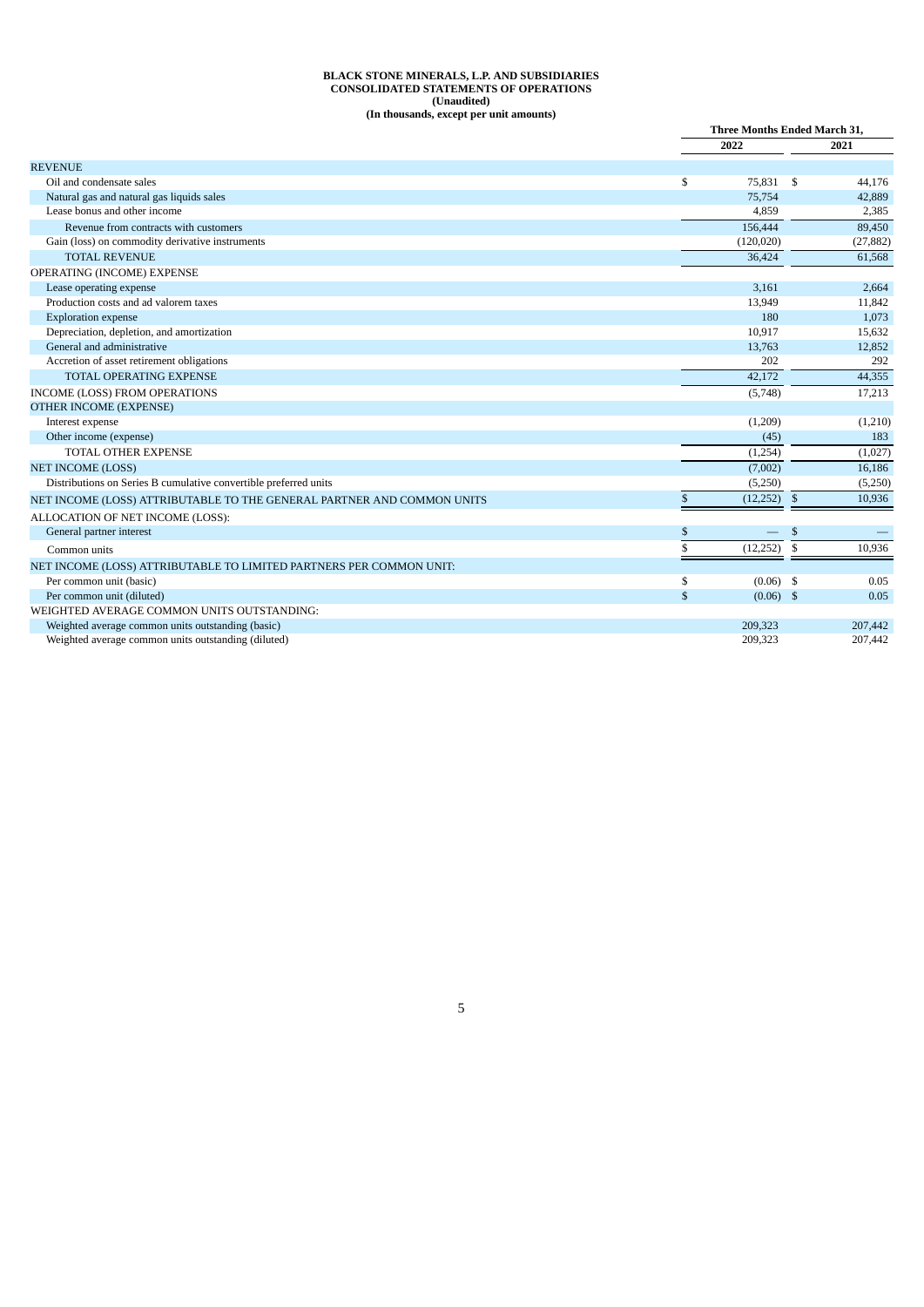**BLACK STONE MINERALS, L.P. AND SUBSIDIARIES**
**CONSOLIDATED STATEMENTS OF OPERATIONS**
**(Unaudited)**
**(In thousands, except per unit amounts)**

| | Three Months Ended March 31, | |
|---|---|---|
| | 2022 | 2021 |
| REVENUE | | |
| Oil and condensate sales | $ 75,831 | $ 44,176 |
| Natural gas and natural gas liquids sales | 75,754 | 42,889 |
| Lease bonus and other income | 4,859 | 2,385 |
| Revenue from contracts with customers | 156,444 | 89,450 |
| Gain (loss) on commodity derivative instruments | (120,020) | (27,882) |
| TOTAL REVENUE | 36,424 | 61,568 |
| OPERATING (INCOME) EXPENSE | | |
| Lease operating expense | 3,161 | 2,664 |
| Production costs and ad valorem taxes | 13,949 | 11,842 |
| Exploration expense | 180 | 1,073 |
| Depreciation, depletion, and amortization | 10,917 | 15,632 |
| General and administrative | 13,763 | 12,852 |
| Accretion of asset retirement obligations | 202 | 292 |
| TOTAL OPERATING EXPENSE | 42,172 | 44,355 |
| INCOME (LOSS) FROM OPERATIONS | (5,748) | 17,213 |
| OTHER INCOME (EXPENSE) | | |
| Interest expense | (1,209) | (1,210) |
| Other income (expense) | (45) | 183 |
| TOTAL OTHER EXPENSE | (1,254) | (1,027) |
| NET INCOME (LOSS) | (7,002) | 16,186 |
| Distributions on Series B cumulative convertible preferred units | (5,250) | (5,250) |
| NET INCOME (LOSS) ATTRIBUTABLE TO THE GENERAL PARTNER AND COMMON UNITS | $ (12,252) | $ 10,936 |
| ALLOCATION OF NET INCOME (LOSS): | | |
| General partner interest | $ — | $ — |
| Common units | $ (12,252) | $ 10,936 |
| NET INCOME (LOSS) ATTRIBUTABLE TO LIMITED PARTNERS PER COMMON UNIT: | | |
| Per common unit (basic) | $ (0.06) | $ 0.05 |
| Per common unit (diluted) | $ (0.06) | $ 0.05 |
| WEIGHTED AVERAGE COMMON UNITS OUTSTANDING: | | |
| Weighted average common units outstanding (basic) | 209,323 | 207,442 |
| Weighted average common units outstanding (diluted) | 209,323 | 207,442 |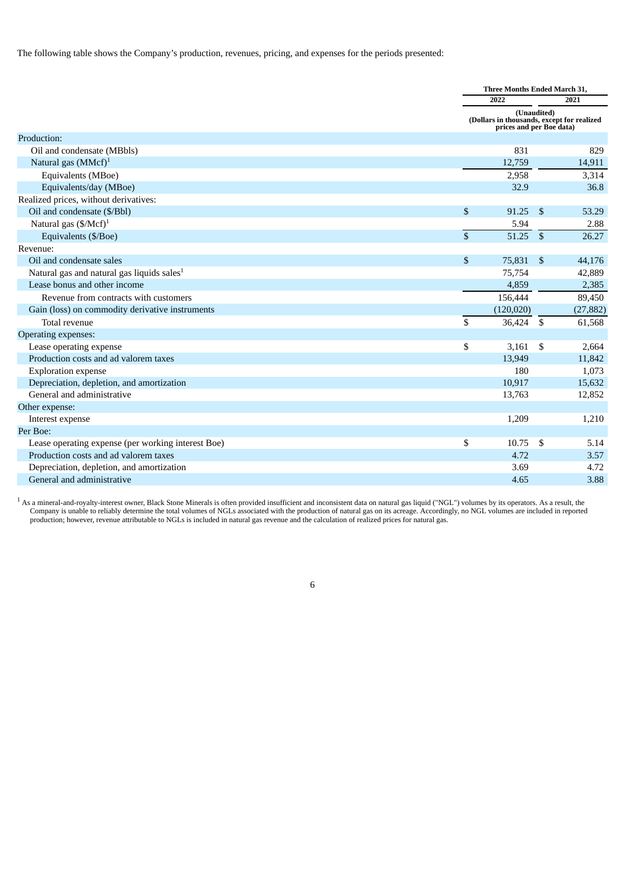The following table shows the Company's production, revenues, pricing, and expenses for the periods presented:

| | Three Months Ended March 31, | |
|---|---|---|
| | 2022 | 2021 |
| | (Unaudited) (Dollars in thousands, except for realized prices and per Boe data) | |
| Production: | | |
| Oil and condensate (MBbls) | 831 | 829 |
| Natural gas (MMcf)[1] | 12,759 | 14,911 |
| Equivalents (MBoe) | 2,958 | 3,314 |
| Equivalents/day (MBoe) | 32.9 | 36.8 |
| Realized prices, without derivatives: | | |
| Oil and condensate ($/Bbl) | $ 91.25 | $ 53.29 |
| Natural gas ($/Mcf)[1] | 5.94 | 2.88 |
| Equivalents ($/Boe) | $ 51.25 | $ 26.27 |
| Revenue: | | |
| Oil and condensate sales | $ 75,831 | $ 44,176 |
| Natural gas and natural gas liquids sales[1] | 75,754 | 42,889 |
| Lease bonus and other income | 4,859 | 2,385 |
| Revenue from contracts with customers | 156,444 | 89,450 |
| Gain (loss) on commodity derivative instruments | (120,020) | (27,882) |
| Total revenue | $ 36,424 | $ 61,568 |
| Operating expenses: | | |
| Lease operating expense | $ 3,161 | $ 2,664 |
| Production costs and ad valorem taxes | 13,949 | 11,842 |
| Exploration expense | 180 | 1,073 |
| Depreciation, depletion, and amortization | 10,917 | 15,632 |
| General and administrative | 13,763 | 12,852 |
| Other expense: | | |
| Interest expense | 1,209 | 1,210 |
| Per Boe: | | |
| Lease operating expense (per working interest Boe) | $ 10.75 | $ 5.14 |
| Production costs and ad valorem taxes | 4.72 | 3.57 |
| Depreciation, depletion, and amortization | 3.69 | 4.72 |
| General and administrative | 4.65 | 3.88 |

[1] As a mineral-and-royalty-interest owner, Black Stone Minerals is often provided insufficient and inconsistent data on natural gas liquid ("NGL") volumes by its operators. As a result, the Company is unable to reliably determine the total volumes of NGLs associated with the production of natural gas on its acreage. Accordingly, no NGL volumes are included in reported production; however, revenue attributable to NGLs is included in natural gas revenue and the calculation of realized prices for natural gas.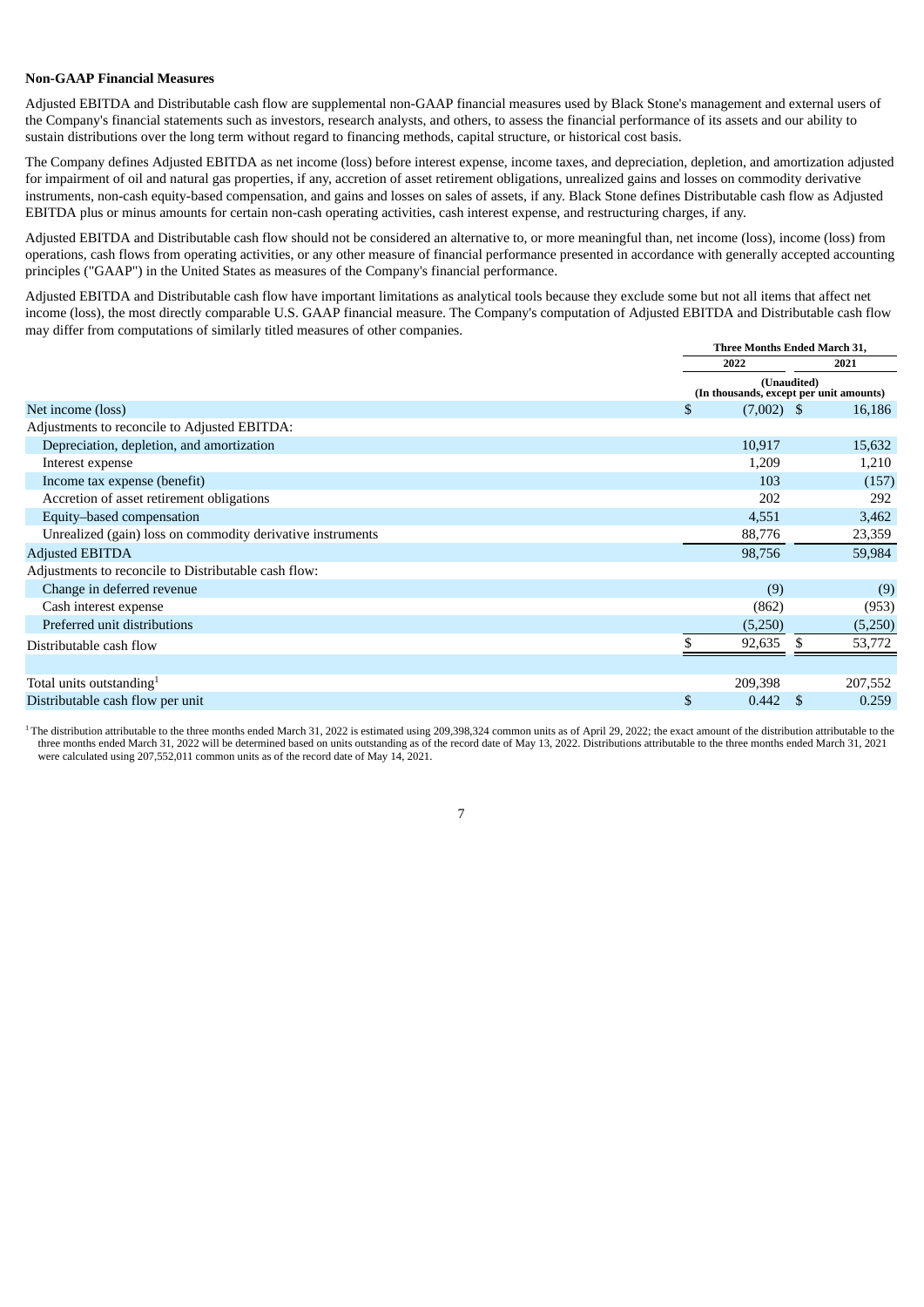**Non-GAAP Financial Measures**

Adjusted EBITDA and Distributable cash flow are supplemental non-GAAP financial measures used by Black Stone's management and external users of the Company's financial statements such as investors, research analysts, and others, to assess the financial performance of its assets and our ability to sustain distributions over the long term without regard to financing methods, capital structure, or historical cost basis.

The Company defines Adjusted EBITDA as net income (loss) before interest expense, income taxes, and depreciation, depletion, and amortization adjusted for impairment of oil and natural gas properties, if any, accretion of asset retirement obligations, unrealized gains and losses on commodity derivative instruments, non-cash equity-based compensation, and gains and losses on sales of assets, if any. Black Stone defines Distributable cash flow as Adjusted EBITDA plus or minus amounts for certain non-cash operating activities, cash interest expense, and restructuring charges, if any.

Adjusted EBITDA and Distributable cash flow should not be considered an alternative to, or more meaningful than, net income (loss), income (loss) from operations, cash flows from operating activities, or any other measure of financial performance presented in accordance with generally accepted accounting principles ("GAAP") in the United States as measures of the Company's financial performance.

Adjusted EBITDA and Distributable cash flow have important limitations as analytical tools because they exclude some but not all items that affect net income (loss), the most directly comparable U.S. GAAP financial measure. The Company's computation of Adjusted EBITDA and Distributable cash flow may differ from computations of similarly titled measures of other companies.

| | Three Months Ended March 31, | |
|---|---|---|
| | 2022 | 2021 |
| | (Unaudited) (In thousands, except per unit amounts) | |
| Net income (loss) | $ (7,002) | $ 16,186 |
| Adjustments to reconcile to Adjusted EBITDA: | | |
| Depreciation, depletion, and amortization | 10,917 | 15,632 |
| Interest expense | 1,209 | 1,210 |
| Income tax expense (benefit) | 103 | (157) |
| Accretion of asset retirement obligations | 202 | 292 |
| Equity–based compensation | 4,551 | 3,462 |
| Unrealized (gain) loss on commodity derivative instruments | 88,776 | 23,359 |
| Adjusted EBITDA | 98,756 | 59,984 |
| Adjustments to reconcile to Distributable cash flow: | | |
| Change in deferred revenue | (9) | (9) |
| Cash interest expense | (862) | (953) |
| Preferred unit distributions | (5,250) | (5,250) |
| Distributable cash flow | $ 92,635 | $ 53,772 |
| | | |
| Total units outstanding[1] | 209,398 | 207,552 |
| Distributable cash flow per unit | $ 0.442 | $ 0.259 |

[1] The distribution attributable to the three months ended March 31, 2022 is estimated using 209,398,324 common units as of April 29, 2022; the exact amount of the distribution attributable to the three months ended March 31, 2022 will be determined based on units outstanding as of the record date of May 13, 2022. Distributions attributable to the three months ended March 31, 2021 were calculated using 207,552,011 common units as of the record date of May 14, 2021.